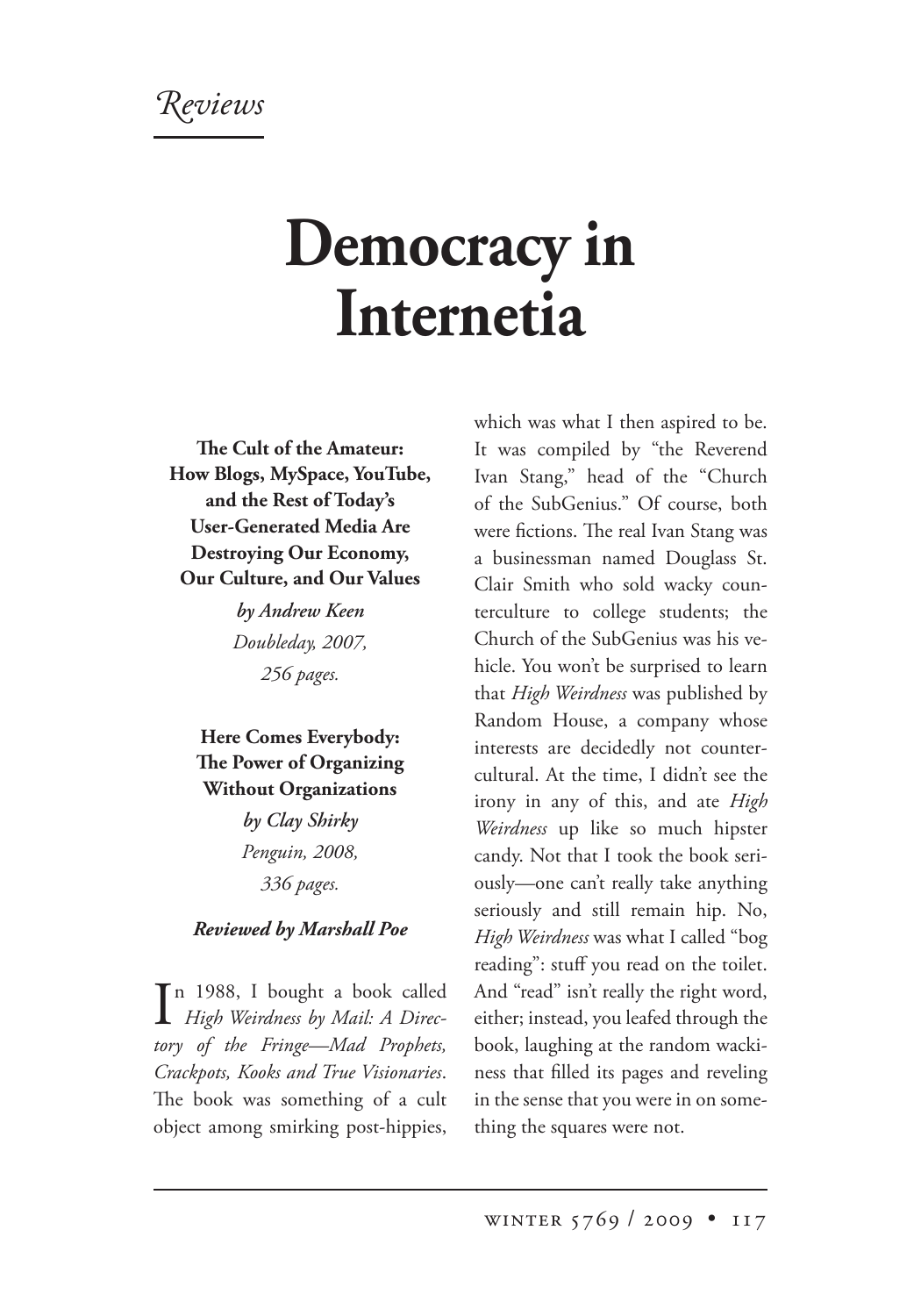*Reviews*

# Democracy in Internetia

**The Cult of the Amateur: How Blogs, MySpace, YouTube, and the Rest of Today's User-Generated Media Are Destroying Our Economy, Our Culture, and Our Values**

***by Andrew Keen***
*Doubleday, 2007,*
*256 pages.*

**Here Comes Everybody: The Power of Organizing Without Organizations**

***by Clay Shirky***
*Penguin, 2008,*
*336 pages.*

***Reviewed by Marshall Poe***

In 1988, I bought a book called *High Weirdness by Mail: A Directory of the Fringe—Mad Prophets, Crackpots, Kooks and True Visionaries*. The book was something of a cult object among smirking post-hippies, which was what I then aspired to be. It was compiled by "the Reverend Ivan Stang," head of the "Church of the SubGenius." Of course, both were fictions. The real Ivan Stang was a businessman named Douglass St. Clair Smith who sold wacky counterculture to college students; the Church of the SubGenius was his vehicle. You won't be surprised to learn that *High Weirdness* was published by Random House, a company whose interests are decidedly not countercultural. At the time, I didn't see the irony in any of this, and ate *High Weirdness* up like so much hipster candy. Not that I took the book seriously—one can't really take anything seriously and still remain hip. No, *High Weirdness* was what I called "bog reading": stuff you read on the toilet. And "read" isn't really the right word, either; instead, you leafed through the book, laughing at the random wackiness that filled its pages and reveling in the sense that you were in on something the squares were not.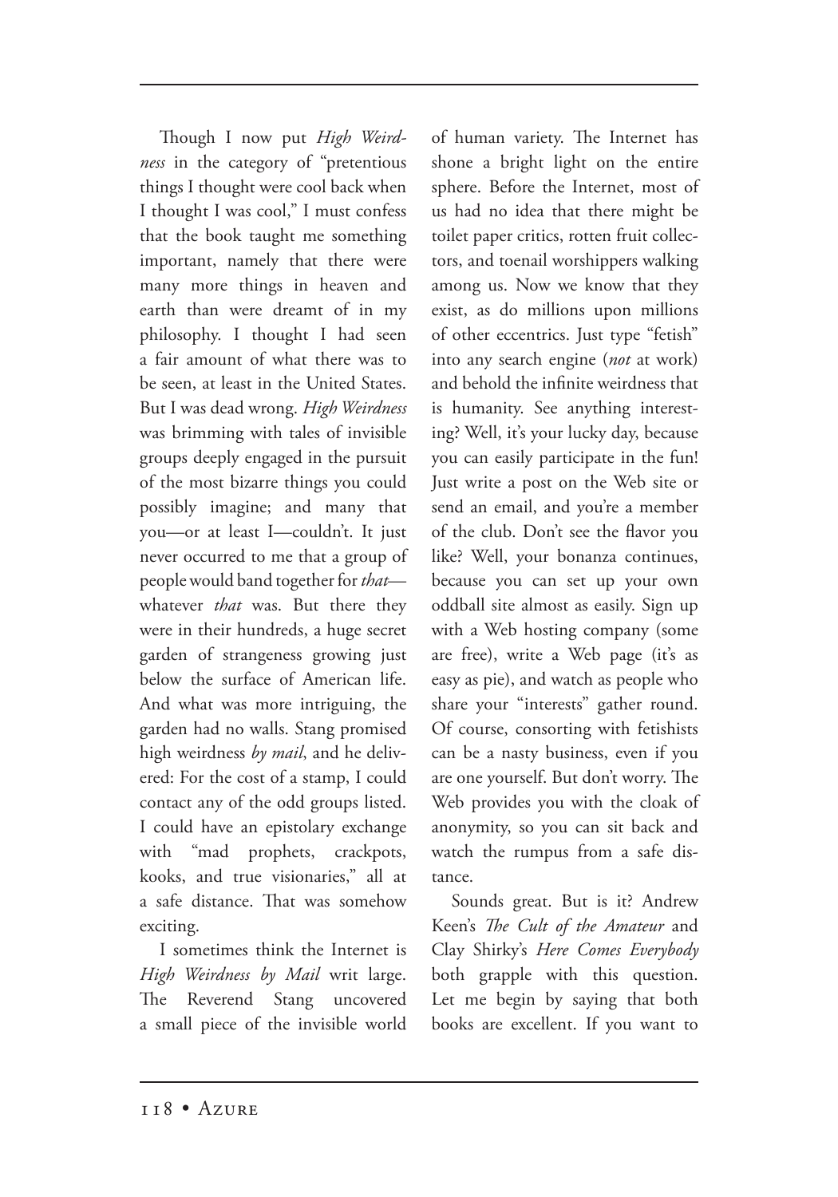Though I now put *High Weirdness* in the category of "pretentious things I thought were cool back when I thought I was cool," I must confess that the book taught me something important, namely that there were many more things in heaven and earth than were dreamt of in my philosophy. I thought I had seen a fair amount of what there was to be seen, at least in the United States. But I was dead wrong. *High Weirdness* was brimming with tales of invisible groups deeply engaged in the pursuit of the most bizarre things you could possibly imagine; and many that you—or at least I—couldn't. It just never occurred to me that a group of people would band together for *that*—whatever *that* was. But there they were in their hundreds, a huge secret garden of strangeness growing just below the surface of American life. And what was more intriguing, the garden had no walls. Stang promised high weirdness *by mail*, and he delivered: For the cost of a stamp, I could contact any of the odd groups listed. I could have an epistolary exchange with "mad prophets, crackpots, kooks, and true visionaries," all at a safe distance. That was somehow exciting.

I sometimes think the Internet is *High Weirdness by Mail* writ large. The Reverend Stang uncovered a small piece of the invisible world of human variety. The Internet has shone a bright light on the entire sphere. Before the Internet, most of us had no idea that there might be toilet paper critics, rotten fruit collectors, and toenail worshippers walking among us. Now we know that they exist, as do millions upon millions of other eccentrics. Just type "fetish" into any search engine (*not* at work) and behold the infinite weirdness that is humanity. See anything interesting? Well, it's your lucky day, because you can easily participate in the fun! Just write a post on the Web site or send an email, and you're a member of the club. Don't see the flavor you like? Well, your bonanza continues, because you can set up your own oddball site almost as easily. Sign up with a Web hosting company (some are free), write a Web page (it's as easy as pie), and watch as people who share your "interests" gather round. Of course, consorting with fetishists can be a nasty business, even if you are one yourself. But don't worry. The Web provides you with the cloak of anonymity, so you can sit back and watch the rumpus from a safe distance.

Sounds great. But is it? Andrew Keen's *The Cult of the Amateur* and Clay Shirky's *Here Comes Everybody* both grapple with this question. Let me begin by saying that both books are excellent. If you want to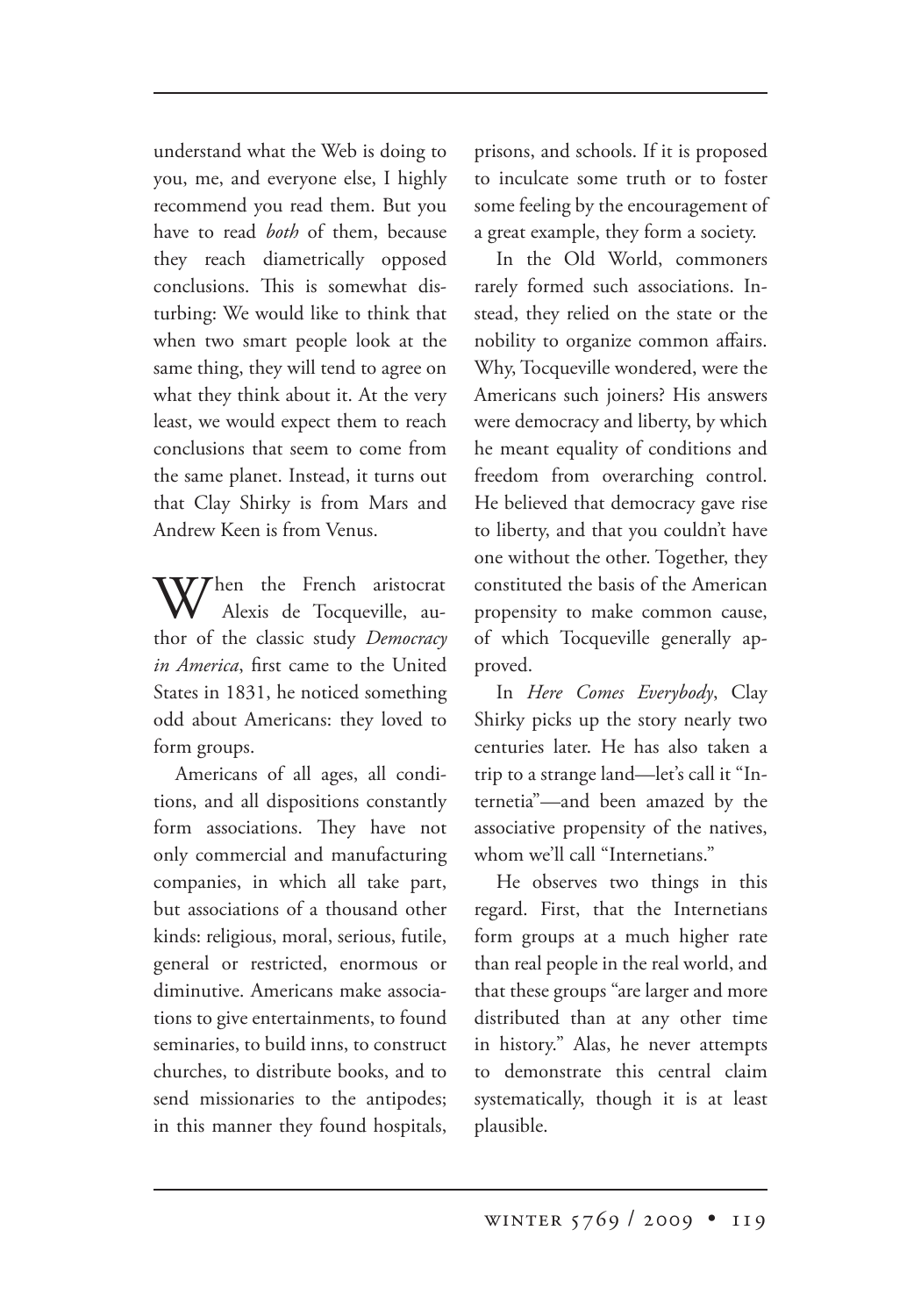understand what the Web is doing to you, me, and everyone else, I highly recommend you read them. But you have to read *both* of them, because they reach diametrically opposed conclusions. This is somewhat disturbing: We would like to think that when two smart people look at the same thing, they will tend to agree on what they think about it. At the very least, we would expect them to reach conclusions that seem to come from the same planet. Instead, it turns out that Clay Shirky is from Mars and Andrew Keen is from Venus.

When the French aristocrat Alexis de Tocqueville, author of the classic study *Democracy in America*, first came to the United States in 1831, he noticed something odd about Americans: they loved to form groups.

Americans of all ages, all conditions, and all dispositions constantly form associations. They have not only commercial and manufacturing companies, in which all take part, but associations of a thousand other kinds: religious, moral, serious, futile, general or restricted, enormous or diminutive. Americans make associations to give entertainments, to found seminaries, to build inns, to construct churches, to distribute books, and to send missionaries to the antipodes; in this manner they found hospitals, prisons, and schools. If it is proposed to inculcate some truth or to foster some feeling by the encouragement of a great example, they form a society.

In the Old World, commoners rarely formed such associations. Instead, they relied on the state or the nobility to organize common affairs. Why, Tocqueville wondered, were the Americans such joiners? His answers were democracy and liberty, by which he meant equality of conditions and freedom from overarching control. He believed that democracy gave rise to liberty, and that you couldn't have one without the other. Together, they constituted the basis of the American propensity to make common cause, of which Tocqueville generally approved.

In *Here Comes Everybody*, Clay Shirky picks up the story nearly two centuries later. He has also taken a trip to a strange land—let's call it "Internetia"—and been amazed by the associative propensity of the natives, whom we'll call "Internetians."

He observes two things in this regard. First, that the Internetians form groups at a much higher rate than real people in the real world, and that these groups "are larger and more distributed than at any other time in history." Alas, he never attempts to demonstrate this central claim systematically, though it is at least plausible.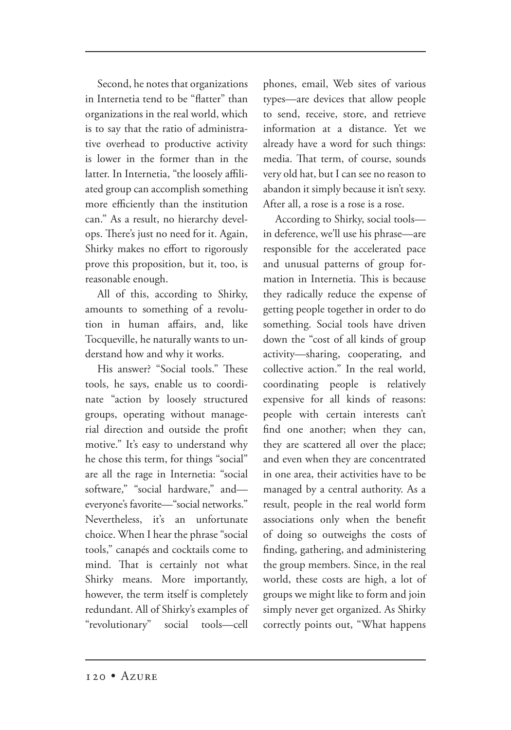Second, he notes that organizations in Internetia tend to be "flatter" than organizations in the real world, which is to say that the ratio of administrative overhead to productive activity is lower in the former than in the latter. In Internetia, "the loosely affiliated group can accomplish something more efficiently than the institution can." As a result, no hierarchy develops. There's just no need for it. Again, Shirky makes no effort to rigorously prove this proposition, but it, too, is reasonable enough.

All of this, according to Shirky, amounts to something of a revolution in human affairs, and, like Tocqueville, he naturally wants to understand how and why it works.

His answer? "Social tools." These tools, he says, enable us to coordinate "action by loosely structured groups, operating without managerial direction and outside the profit motive." It's easy to understand why he chose this term, for things "social" are all the rage in Internetia: "social software," "social hardware," and—everyone's favorite—"social networks." Nevertheless, it's an unfortunate choice. When I hear the phrase "social tools," canapés and cocktails come to mind. That is certainly not what Shirky means. More importantly, however, the term itself is completely redundant. All of Shirky's examples of "revolutionary" social tools—cell phones, email, Web sites of various types—are devices that allow people to send, receive, store, and retrieve information at a distance. Yet we already have a word for such things: media. That term, of course, sounds very old hat, but I can see no reason to abandon it simply because it isn't sexy. After all, a rose is a rose is a rose.

According to Shirky, social tools—in deference, we'll use his phrase—are responsible for the accelerated pace and unusual patterns of group formation in Internetia. This is because they radically reduce the expense of getting people together in order to do something. Social tools have driven down the "cost of all kinds of group activity—sharing, cooperating, and collective action." In the real world, coordinating people is relatively expensive for all kinds of reasons: people with certain interests can't find one another; when they can, they are scattered all over the place; and even when they are concentrated in one area, their activities have to be managed by a central authority. As a result, people in the real world form associations only when the benefit of doing so outweighs the costs of finding, gathering, and administering the group members. Since, in the real world, these costs are high, a lot of groups we might like to form and join simply never get organized. As Shirky correctly points out, "What happens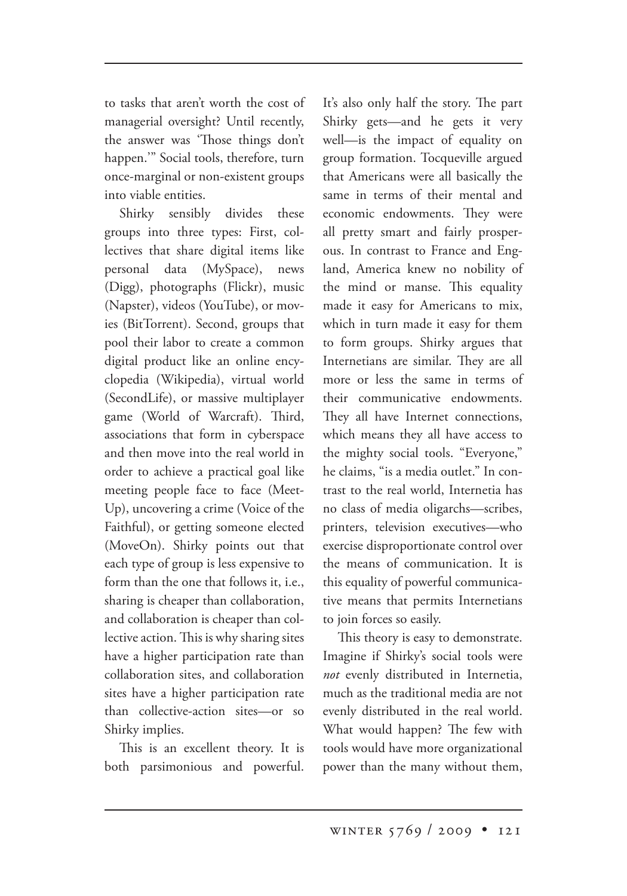to tasks that aren't worth the cost of managerial oversight? Until recently, the answer was 'Those things don't happen.'" Social tools, therefore, turn once-marginal or non-existent groups into viable entities.

Shirky sensibly divides these groups into three types: First, collectives that share digital items like personal data (MySpace), news (Digg), photographs (Flickr), music (Napster), videos (YouTube), or movies (BitTorrent). Second, groups that pool their labor to create a common digital product like an online encyclopedia (Wikipedia), virtual world (SecondLife), or massive multiplayer game (World of Warcraft). Third, associations that form in cyberspace and then move into the real world in order to achieve a practical goal like meeting people face to face (MeetUp), uncovering a crime (Voice of the Faithful), or getting someone elected (MoveOn). Shirky points out that each type of group is less expensive to form than the one that follows it, i.e., sharing is cheaper than collaboration, and collaboration is cheaper than collective action. This is why sharing sites have a higher participation rate than collaboration sites, and collaboration sites have a higher participation rate than collective-action sites—or so Shirky implies.

This is an excellent theory. It is both parsimonious and powerful. It's also only half the story. The part Shirky gets—and he gets it very well—is the impact of equality on group formation. Tocqueville argued that Americans were all basically the same in terms of their mental and economic endowments. They were all pretty smart and fairly prosperous. In contrast to France and England, America knew no nobility of the mind or manse. This equality made it easy for Americans to mix, which in turn made it easy for them to form groups. Shirky argues that Internetians are similar. They are all more or less the same in terms of their communicative endowments. They all have Internet connections, which means they all have access to the mighty social tools. "Everyone," he claims, "is a media outlet." In contrast to the real world, Internetia has no class of media oligarchs—scribes, printers, television executives—who exercise disproportionate control over the means of communication. It is this equality of powerful communicative means that permits Internetians to join forces so easily.

This theory is easy to demonstrate. Imagine if Shirky's social tools were *not* evenly distributed in Internetia, much as the traditional media are not evenly distributed in the real world. What would happen? The few with tools would have more organizational power than the many without them,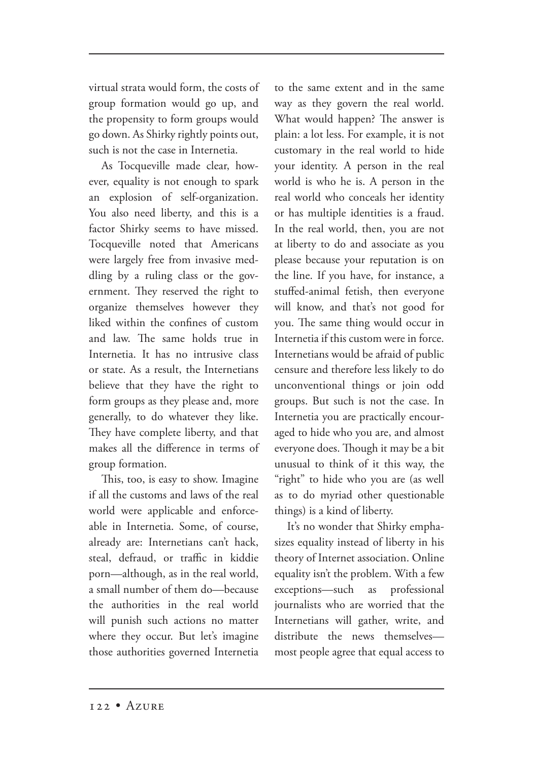virtual strata would form, the costs of group formation would go up, and the propensity to form groups would go down. As Shirky rightly points out, such is not the case in Internetia.

As Tocqueville made clear, however, equality is not enough to spark an explosion of self-organization. You also need liberty, and this is a factor Shirky seems to have missed. Tocqueville noted that Americans were largely free from invasive meddling by a ruling class or the government. They reserved the right to organize themselves however they liked within the confines of custom and law. The same holds true in Internetia. It has no intrusive class or state. As a result, the Internetians believe that they have the right to form groups as they please and, more generally, to do whatever they like. They have complete liberty, and that makes all the difference in terms of group formation.

This, too, is easy to show. Imagine if all the customs and laws of the real world were applicable and enforceable in Internetia. Some, of course, already are: Internetians can't hack, steal, defraud, or traffic in kiddie porn—although, as in the real world, a small number of them do—because the authorities in the real world will punish such actions no matter where they occur. But let's imagine those authorities governed Internetia to the same extent and in the same way as they govern the real world. What would happen? The answer is plain: a lot less. For example, it is not customary in the real world to hide your identity. A person in the real world is who he is. A person in the real world who conceals her identity or has multiple identities is a fraud. In the real world, then, you are not at liberty to do and associate as you please because your reputation is on the line. If you have, for instance, a stuffed-animal fetish, then everyone will know, and that's not good for you. The same thing would occur in Internetia if this custom were in force. Internetians would be afraid of public censure and therefore less likely to do unconventional things or join odd groups. But such is not the case. In Internetia you are practically encouraged to hide who you are, and almost everyone does. Though it may be a bit unusual to think of it this way, the "right" to hide who you are (as well as to do myriad other questionable things) is a kind of liberty.

It's no wonder that Shirky emphasizes equality instead of liberty in his theory of Internet association. Online equality isn't the problem. With a few exceptions—such as professional journalists who are worried that the Internetians will gather, write, and distribute the news themselves—most people agree that equal access to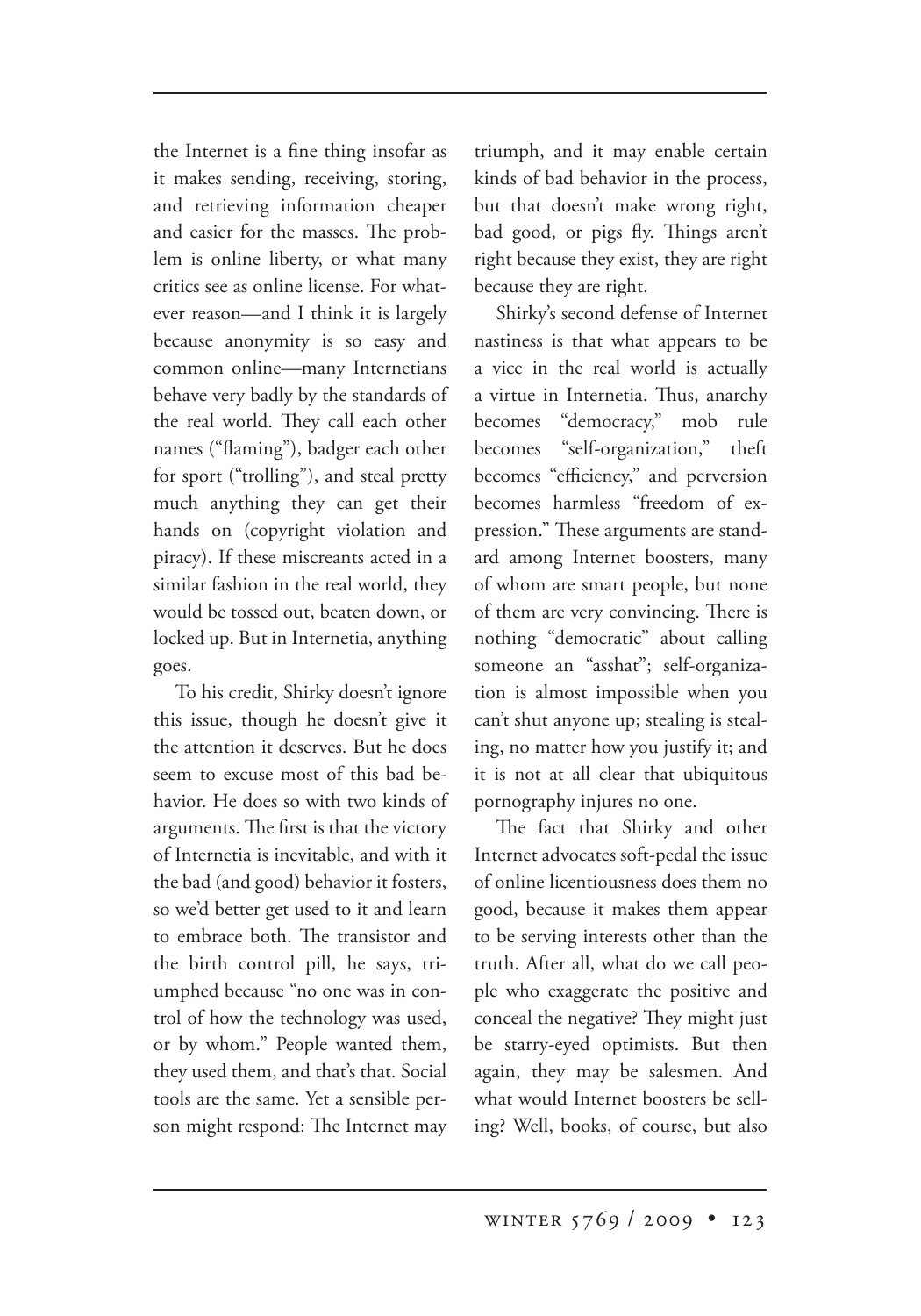the Internet is a fine thing insofar as it makes sending, receiving, storing, and retrieving information cheaper and easier for the masses. The problem is online liberty, or what many critics see as online license. For whatever reason—and I think it is largely because anonymity is so easy and common online—many Internetians behave very badly by the standards of the real world. They call each other names ("flaming"), badger each other for sport ("trolling"), and steal pretty much anything they can get their hands on (copyright violation and piracy). If these miscreants acted in a similar fashion in the real world, they would be tossed out, beaten down, or locked up. But in Internetia, anything goes.

To his credit, Shirky doesn't ignore this issue, though he doesn't give it the attention it deserves. But he does seem to excuse most of this bad behavior. He does so with two kinds of arguments. The first is that the victory of Internetia is inevitable, and with it the bad (and good) behavior it fosters, so we'd better get used to it and learn to embrace both. The transistor and the birth control pill, he says, triumphed because "no one was in control of how the technology was used, or by whom." People wanted them, they used them, and that's that. Social tools are the same. Yet a sensible person might respond: The Internet may triumph, and it may enable certain kinds of bad behavior in the process, but that doesn't make wrong right, bad good, or pigs fly. Things aren't right because they exist, they are right because they are right.

Shirky's second defense of Internet nastiness is that what appears to be a vice in the real world is actually a virtue in Internetia. Thus, anarchy becomes "democracy," mob rule becomes "self-organization," theft becomes "efficiency," and perversion becomes harmless "freedom of expression." These arguments are standard among Internet boosters, many of whom are smart people, but none of them are very convincing. There is nothing "democratic" about calling someone an "asshat"; self-organization is almost impossible when you can't shut anyone up; stealing is stealing, no matter how you justify it; and it is not at all clear that ubiquitous pornography injures no one.

The fact that Shirky and other Internet advocates soft-pedal the issue of online licentiousness does them no good, because it makes them appear to be serving interests other than the truth. After all, what do we call people who exaggerate the positive and conceal the negative? They might just be starry-eyed optimists. But then again, they may be salesmen. And what would Internet boosters be selling? Well, books, of course, but also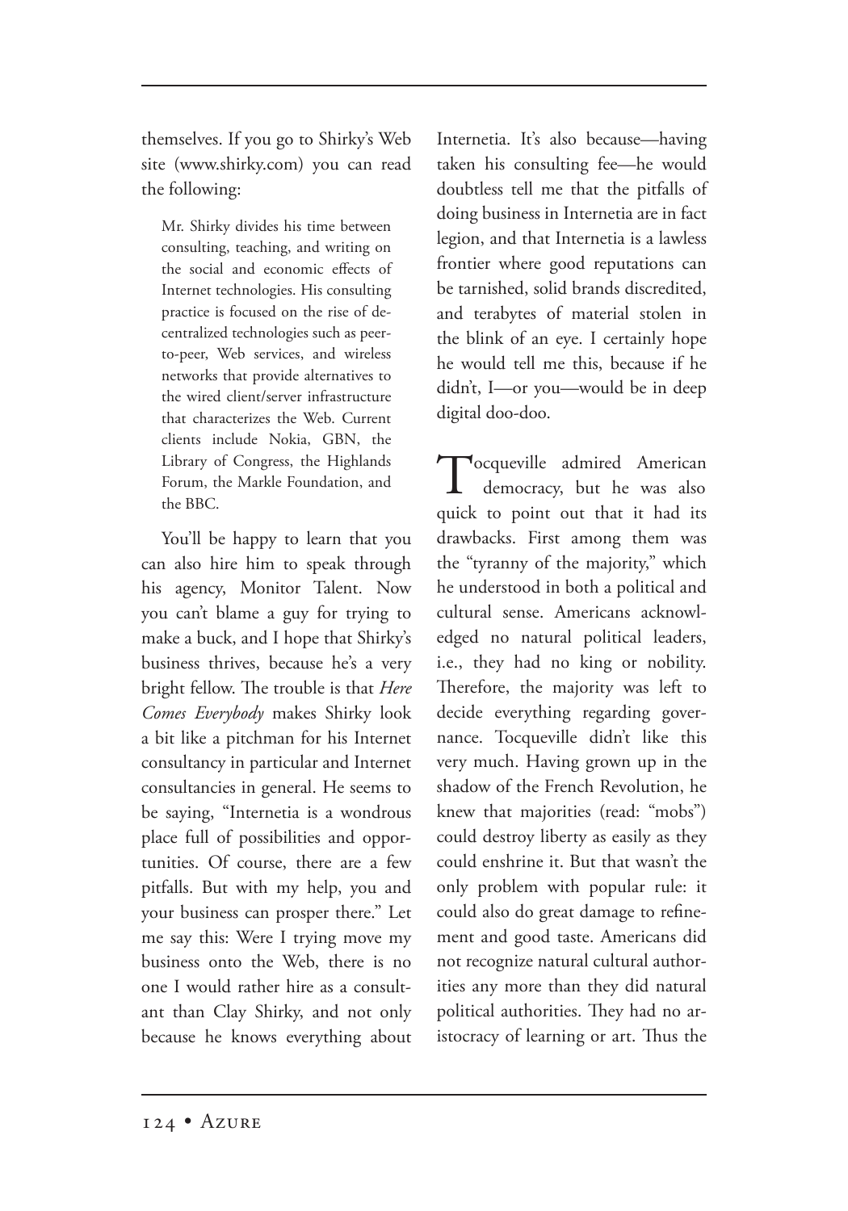themselves. If you go to Shirky's Web site (www.shirky.com) you can read the following:

> Mr. Shirky divides his time between consulting, teaching, and writing on the social and economic effects of Internet technologies. His consulting practice is focused on the rise of decentralized technologies such as peer-to-peer, Web services, and wireless networks that provide alternatives to the wired client/server infrastructure that characterizes the Web. Current clients include Nokia, GBN, the Library of Congress, the Highlands Forum, the Markle Foundation, and the BBC.

You'll be happy to learn that you can also hire him to speak through his agency, Monitor Talent. Now you can't blame a guy for trying to make a buck, and I hope that Shirky's business thrives, because he's a very bright fellow. The trouble is that *Here Comes Everybody* makes Shirky look a bit like a pitchman for his Internet consultancy in particular and Internet consultancies in general. He seems to be saying, "Internetia is a wondrous place full of possibilities and opportunities. Of course, there are a few pitfalls. But with my help, you and your business can prosper there." Let me say this: Were I trying move my business onto the Web, there is no one I would rather hire as a consultant than Clay Shirky, and not only because he knows everything about Internetia. It's also because—having taken his consulting fee—he would doubtless tell me that the pitfalls of doing business in Internetia are in fact legion, and that Internetia is a lawless frontier where good reputations can be tarnished, solid brands discredited, and terabytes of material stolen in the blink of an eye. I certainly hope he would tell me this, because if he didn't, I—or you—would be in deep digital doo-doo.

Tocqueville admired American democracy, but he was also quick to point out that it had its drawbacks. First among them was the "tyranny of the majority," which he understood in both a political and cultural sense. Americans acknowledged no natural political leaders, i.e., they had no king or nobility. Therefore, the majority was left to decide everything regarding governance. Tocqueville didn't like this very much. Having grown up in the shadow of the French Revolution, he knew that majorities (read: "mobs") could destroy liberty as easily as they could enshrine it. But that wasn't the only problem with popular rule: it could also do great damage to refinement and good taste. Americans did not recognize natural cultural authorities any more than they did natural political authorities. They had no aristocracy of learning or art. Thus the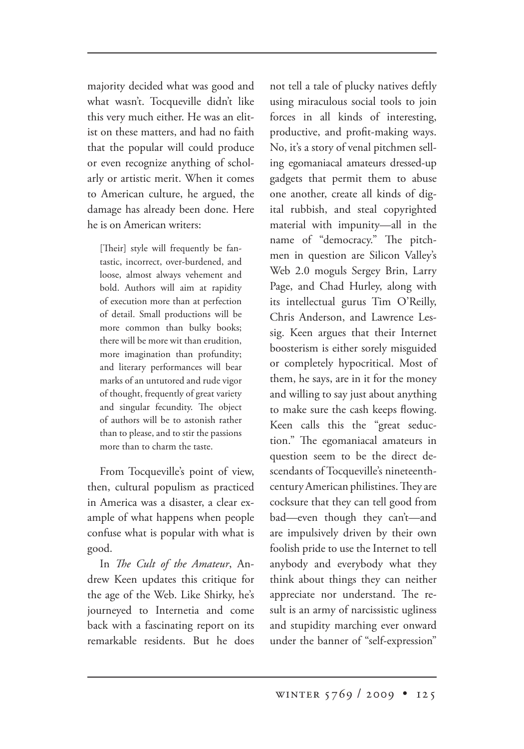majority decided what was good and what wasn't. Tocqueville didn't like this very much either. He was an elitist on these matters, and had no faith that the popular will could produce or even recognize anything of scholarly or artistic merit. When it comes to American culture, he argued, the damage has already been done. Here he is on American writers:

> [Their] style will frequently be fantastic, incorrect, over-burdened, and loose, almost always vehement and bold. Authors will aim at rapidity of execution more than at perfection of detail. Small productions will be more common than bulky books; there will be more wit than erudition, more imagination than profundity; and literary performances will bear marks of an untutored and rude vigor of thought, frequently of great variety and singular fecundity. The object of authors will be to astonish rather than to please, and to stir the passions more than to charm the taste.

From Tocqueville's point of view, then, cultural populism as practiced in America was a disaster, a clear example of what happens when people confuse what is popular with what is good.

In *The Cult of the Amateur*, Andrew Keen updates this critique for the age of the Web. Like Shirky, he's journeyed to Internetia and come back with a fascinating report on its remarkable residents. But he does not tell a tale of plucky natives deftly using miraculous social tools to join forces in all kinds of interesting, productive, and profit-making ways. No, it's a story of venal pitchmen selling egomaniacal amateurs dressed-up gadgets that permit them to abuse one another, create all kinds of digital rubbish, and steal copyrighted material with impunity—all in the name of "democracy." The pitchmen in question are Silicon Valley's Web 2.0 moguls Sergey Brin, Larry Page, and Chad Hurley, along with its intellectual gurus Tim O'Reilly, Chris Anderson, and Lawrence Lessig. Keen argues that their Internet boosterism is either sorely misguided or completely hypocritical. Most of them, he says, are in it for the money and willing to say just about anything to make sure the cash keeps flowing. Keen calls this the "great seduction." The egomaniacal amateurs in question seem to be the direct descendants of Tocqueville's nineteenth-century American philistines. They are cocksure that they can tell good from bad—even though they can't—and are impulsively driven by their own foolish pride to use the Internet to tell anybody and everybody what they think about things they can neither appreciate nor understand. The result is an army of narcissistic ugliness and stupidity marching ever onward under the banner of "self-expression"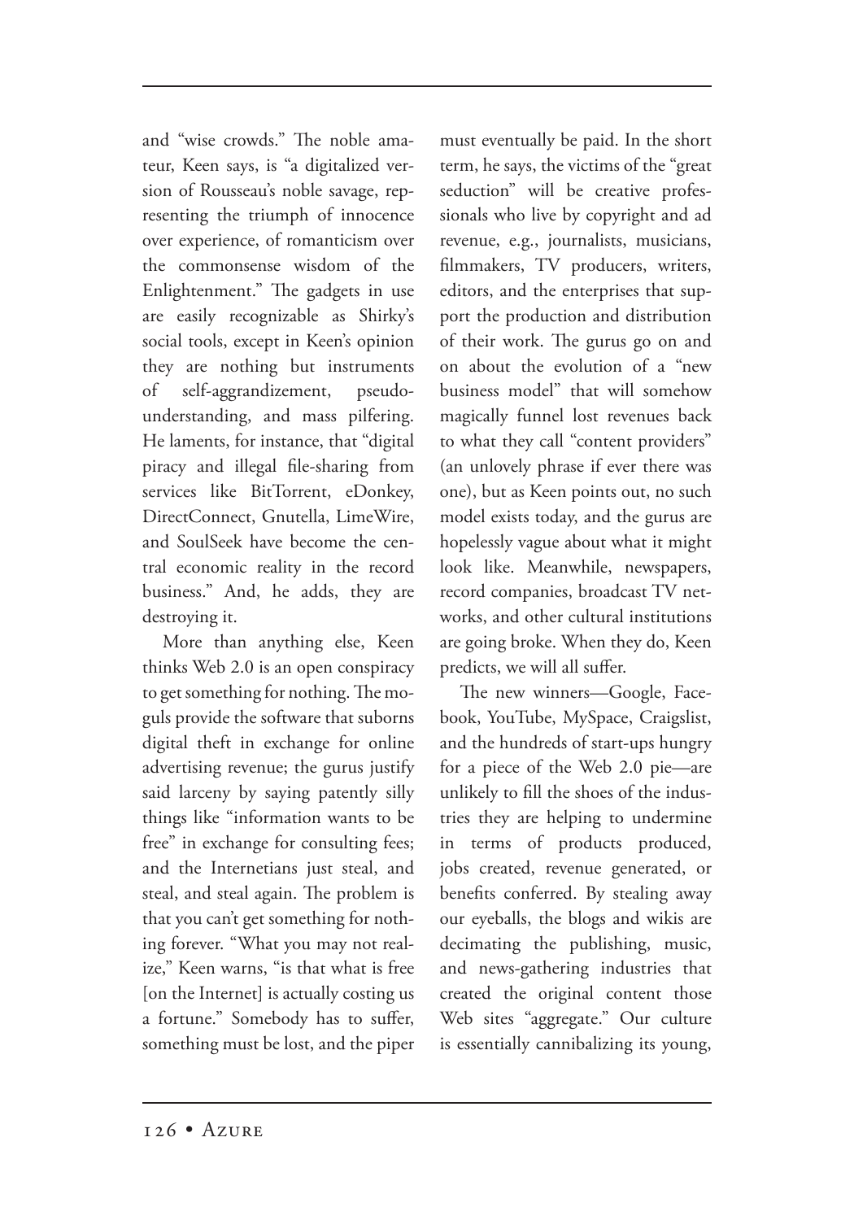and "wise crowds." The noble amateur, Keen says, is "a digitalized version of Rousseau's noble savage, representing the triumph of innocence over experience, of romanticism over the commonsense wisdom of the Enlightenment." The gadgets in use are easily recognizable as Shirky's social tools, except in Keen's opinion they are nothing but instruments of self-aggrandizement, pseudo-understanding, and mass pilfering. He laments, for instance, that "digital piracy and illegal file-sharing from services like BitTorrent, eDonkey, DirectConnect, Gnutella, LimeWire, and SoulSeek have become the central economic reality in the record business." And, he adds, they are destroying it.

More than anything else, Keen thinks Web 2.0 is an open conspiracy to get something for nothing. The moguls provide the software that suborns digital theft in exchange for online advertising revenue; the gurus justify said larceny by saying patently silly things like "information wants to be free" in exchange for consulting fees; and the Internetians just steal, and steal, and steal again. The problem is that you can't get something for nothing forever. "What you may not realize," Keen warns, "is that what is free [on the Internet] is actually costing us a fortune." Somebody has to suffer, something must be lost, and the piper must eventually be paid. In the short term, he says, the victims of the "great seduction" will be creative professionals who live by copyright and ad revenue, e.g., journalists, musicians, filmmakers, TV producers, writers, editors, and the enterprises that support the production and distribution of their work. The gurus go on and on about the evolution of a "new business model" that will somehow magically funnel lost revenues back to what they call "content providers" (an unlovely phrase if ever there was one), but as Keen points out, no such model exists today, and the gurus are hopelessly vague about what it might look like. Meanwhile, newspapers, record companies, broadcast TV networks, and other cultural institutions are going broke. When they do, Keen predicts, we will all suffer.

The new winners—Google, Facebook, YouTube, MySpace, Craigslist, and the hundreds of start-ups hungry for a piece of the Web 2.0 pie—are unlikely to fill the shoes of the industries they are helping to undermine in terms of products produced, jobs created, revenue generated, or benefits conferred. By stealing away our eyeballs, the blogs and wikis are decimating the publishing, music, and news-gathering industries that created the original content those Web sites "aggregate." Our culture is essentially cannibalizing its young,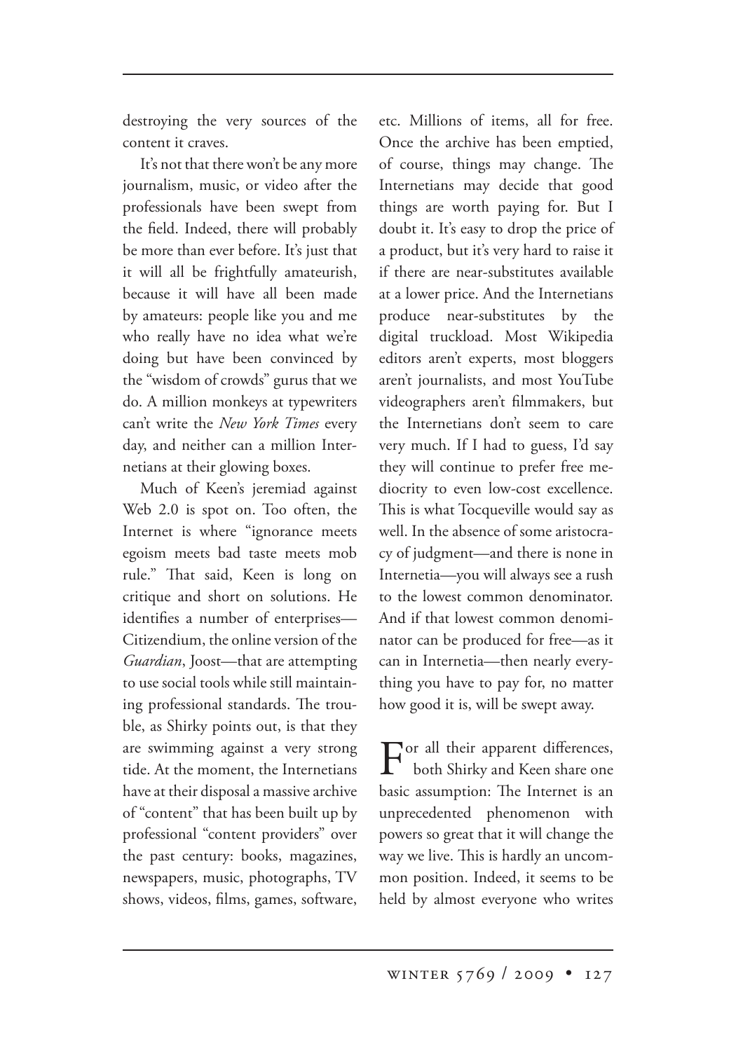destroying the very sources of the content it craves.

It's not that there won't be any more journalism, music, or video after the professionals have been swept from the field. Indeed, there will probably be more than ever before. It's just that it will all be frightfully amateurish, because it will have all been made by amateurs: people like you and me who really have no idea what we're doing but have been convinced by the "wisdom of crowds" gurus that we do. A million monkeys at typewriters can't write the *New York Times* every day, and neither can a million Internetians at their glowing boxes.

Much of Keen's jeremiad against Web 2.0 is spot on. Too often, the Internet is where "ignorance meets egoism meets bad taste meets mob rule." That said, Keen is long on critique and short on solutions. He identifies a number of enterprises—Citizendium, the online version of the *Guardian*, Joost—that are attempting to use social tools while still maintaining professional standards. The trouble, as Shirky points out, is that they are swimming against a very strong tide. At the moment, the Internetians have at their disposal a massive archive of "content" that has been built up by professional "content providers" over the past century: books, magazines, newspapers, music, photographs, TV shows, videos, films, games, software, etc. Millions of items, all for free. Once the archive has been emptied, of course, things may change. The Internetians may decide that good things are worth paying for. But I doubt it. It's easy to drop the price of a product, but it's very hard to raise it if there are near-substitutes available at a lower price. And the Internetians produce near-substitutes by the digital truckload. Most Wikipedia editors aren't experts, most bloggers aren't journalists, and most YouTube videographers aren't filmmakers, but the Internetians don't seem to care very much. If I had to guess, I'd say they will continue to prefer free mediocrity to even low-cost excellence. This is what Tocqueville would say as well. In the absence of some aristocracy of judgment—and there is none in Internetia—you will always see a rush to the lowest common denominator. And if that lowest common denominator can be produced for free—as it can in Internetia—then nearly everything you have to pay for, no matter how good it is, will be swept away.

For all their apparent differences, both Shirky and Keen share one basic assumption: The Internet is an unprecedented phenomenon with powers so great that it will change the way we live. This is hardly an uncommon position. Indeed, it seems to be held by almost everyone who writes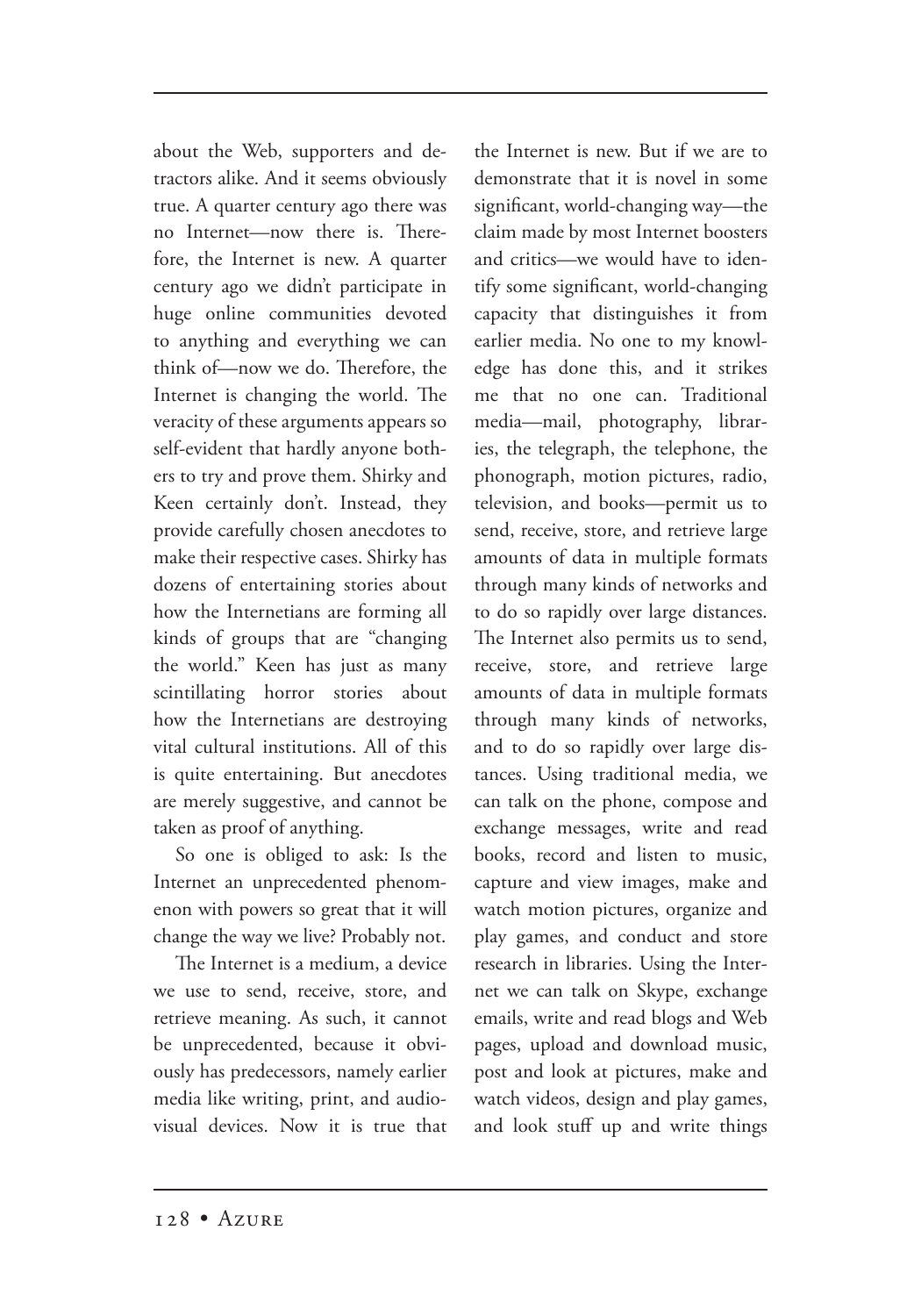about the Web, supporters and detractors alike. And it seems obviously true. A quarter century ago there was no Internet—now there is. Therefore, the Internet is new. A quarter century ago we didn't participate in huge online communities devoted to anything and everything we can think of—now we do. Therefore, the Internet is changing the world. The veracity of these arguments appears so self-evident that hardly anyone bothers to try and prove them. Shirky and Keen certainly don't. Instead, they provide carefully chosen anecdotes to make their respective cases. Shirky has dozens of entertaining stories about how the Internetians are forming all kinds of groups that are "changing the world." Keen has just as many scintillating horror stories about how the Internetians are destroying vital cultural institutions. All of this is quite entertaining. But anecdotes are merely suggestive, and cannot be taken as proof of anything.

So one is obliged to ask: Is the Internet an unprecedented phenomenon with powers so great that it will change the way we live? Probably not.

The Internet is a medium, a device we use to send, receive, store, and retrieve meaning. As such, it cannot be unprecedented, because it obviously has predecessors, namely earlier media like writing, print, and audiovisual devices. Now it is true that the Internet is new. But if we are to demonstrate that it is novel in some significant, world-changing way—the claim made by most Internet boosters and critics—we would have to identify some significant, world-changing capacity that distinguishes it from earlier media. No one to my knowledge has done this, and it strikes me that no one can. Traditional media—mail, photography, libraries, the telegraph, the telephone, the phonograph, motion pictures, radio, television, and books—permit us to send, receive, store, and retrieve large amounts of data in multiple formats through many kinds of networks and to do so rapidly over large distances. The Internet also permits us to send, receive, store, and retrieve large amounts of data in multiple formats through many kinds of networks, and to do so rapidly over large distances. Using traditional media, we can talk on the phone, compose and exchange messages, write and read books, record and listen to music, capture and view images, make and watch motion pictures, organize and play games, and conduct and store research in libraries. Using the Internet we can talk on Skype, exchange emails, write and read blogs and Web pages, upload and download music, post and look at pictures, make and watch videos, design and play games, and look stuff up and write things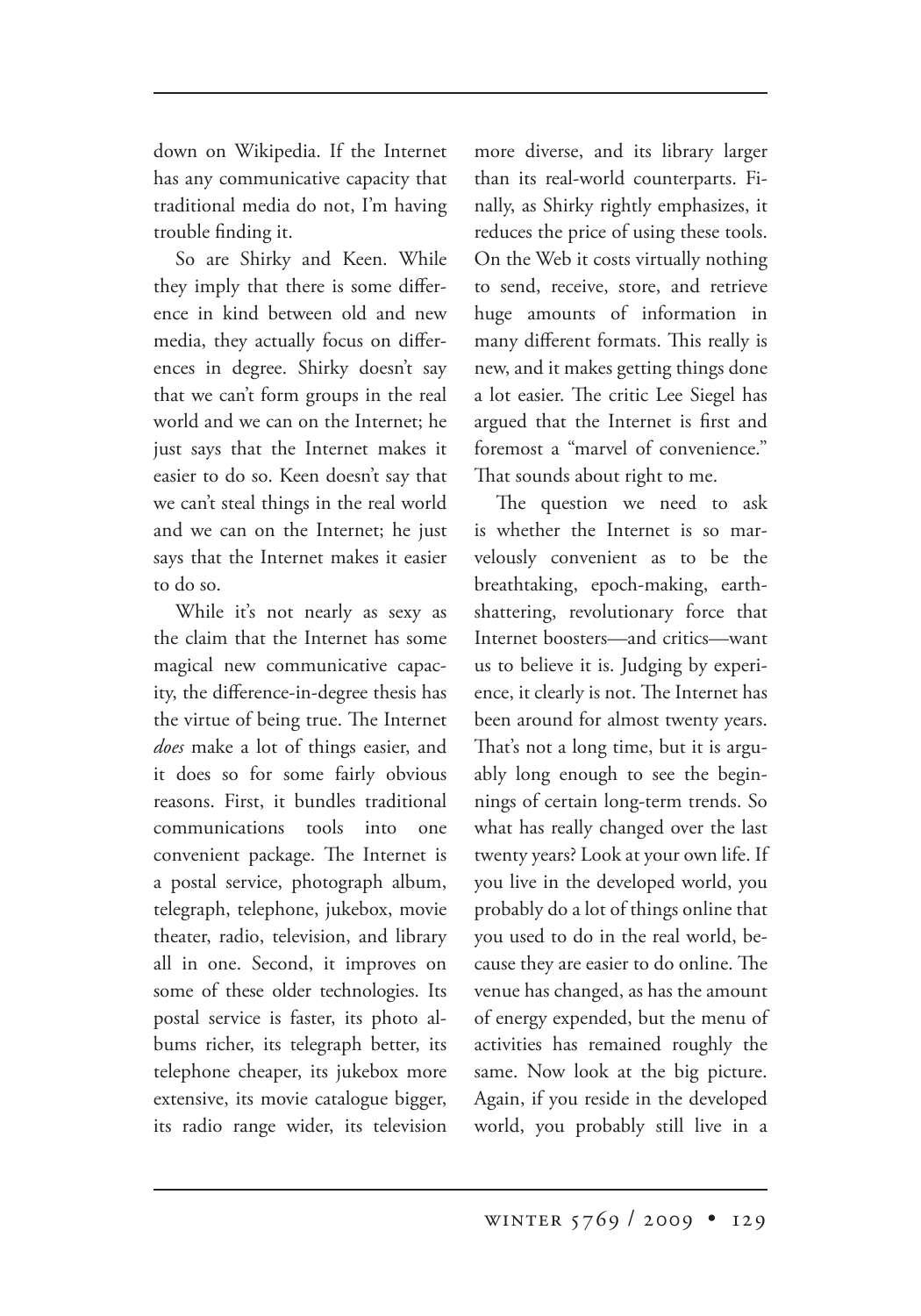down on Wikipedia. If the Internet has any communicative capacity that traditional media do not, I'm having trouble finding it.

So are Shirky and Keen. While they imply that there is some difference in kind between old and new media, they actually focus on differences in degree. Shirky doesn't say that we can't form groups in the real world and we can on the Internet; he just says that the Internet makes it easier to do so. Keen doesn't say that we can't steal things in the real world and we can on the Internet; he just says that the Internet makes it easier to do so.

While it's not nearly as sexy as the claim that the Internet has some magical new communicative capacity, the difference-in-degree thesis has the virtue of being true. The Internet *does* make a lot of things easier, and it does so for some fairly obvious reasons. First, it bundles traditional communications tools into one convenient package. The Internet is a postal service, photograph album, telegraph, telephone, jukebox, movie theater, radio, television, and library all in one. Second, it improves on some of these older technologies. Its postal service is faster, its photo albums richer, its telegraph better, its telephone cheaper, its jukebox more extensive, its movie catalogue bigger, its radio range wider, its television more diverse, and its library larger than its real-world counterparts. Finally, as Shirky rightly emphasizes, it reduces the price of using these tools. On the Web it costs virtually nothing to send, receive, store, and retrieve huge amounts of information in many different formats. This really is new, and it makes getting things done a lot easier. The critic Lee Siegel has argued that the Internet is first and foremost a "marvel of convenience." That sounds about right to me.

The question we need to ask is whether the Internet is so marvelously convenient as to be the breathtaking, epoch-making, earth-shattering, revolutionary force that Internet boosters—and critics—want us to believe it is. Judging by experience, it clearly is not. The Internet has been around for almost twenty years. That's not a long time, but it is arguably long enough to see the beginnings of certain long-term trends. So what has really changed over the last twenty years? Look at your own life. If you live in the developed world, you probably do a lot of things online that you used to do in the real world, because they are easier to do online. The venue has changed, as has the amount of energy expended, but the menu of activities has remained roughly the same. Now look at the big picture. Again, if you reside in the developed world, you probably still live in a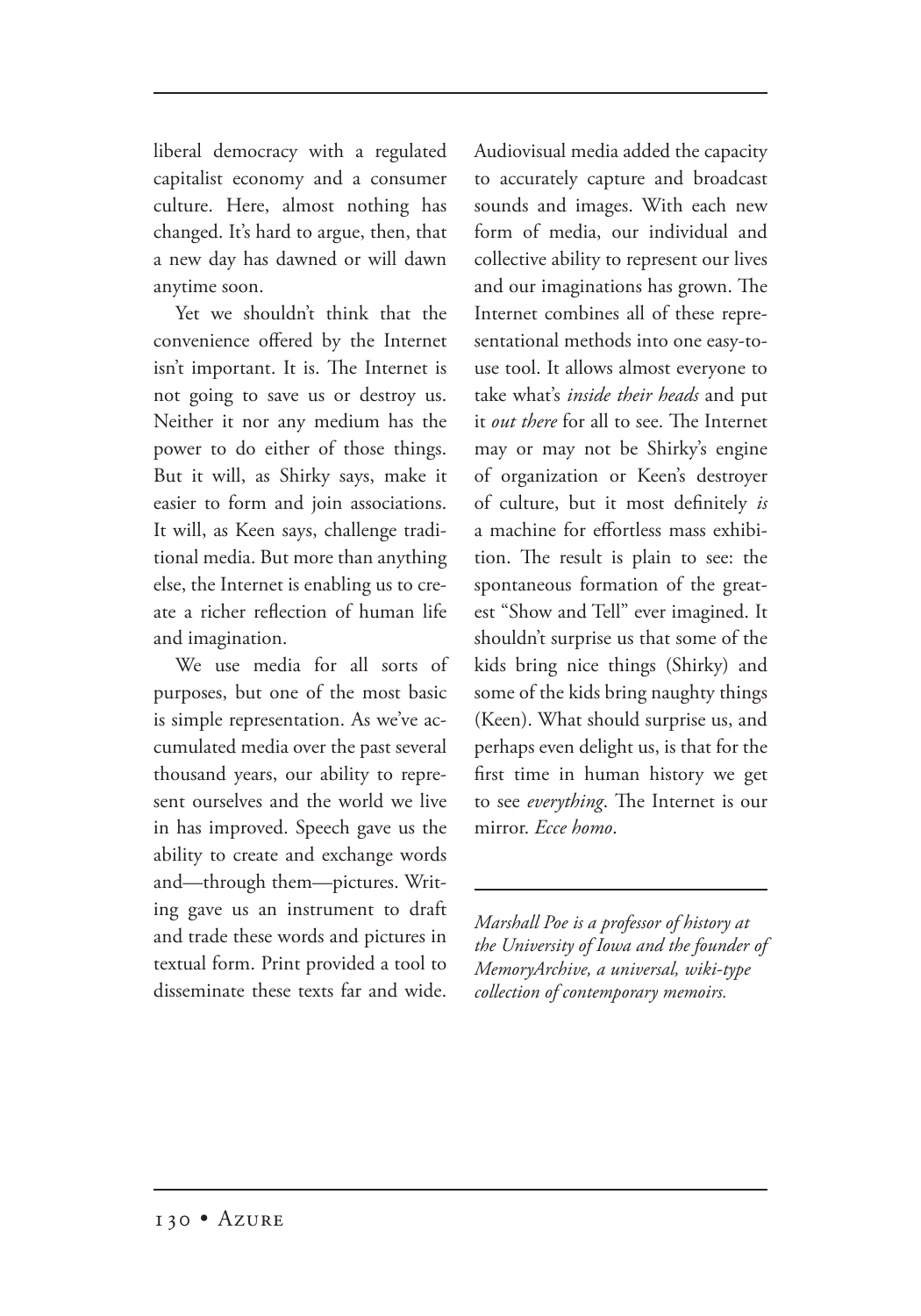liberal democracy with a regulated capitalist economy and a consumer culture. Here, almost nothing has changed. It's hard to argue, then, that a new day has dawned or will dawn anytime soon.

Yet we shouldn't think that the convenience offered by the Internet isn't important. It is. The Internet is not going to save us or destroy us. Neither it nor any medium has the power to do either of those things. But it will, as Shirky says, make it easier to form and join associations. It will, as Keen says, challenge traditional media. But more than anything else, the Internet is enabling us to create a richer reflection of human life and imagination.

We use media for all sorts of purposes, but one of the most basic is simple representation. As we've accumulated media over the past several thousand years, our ability to represent ourselves and the world we live in has improved. Speech gave us the ability to create and exchange words and—through them—pictures. Writing gave us an instrument to draft and trade these words and pictures in textual form. Print provided a tool to disseminate these texts far and wide. Audiovisual media added the capacity to accurately capture and broadcast sounds and images. With each new form of media, our individual and collective ability to represent our lives and our imaginations has grown. The Internet combines all of these representational methods into one easy-to-use tool. It allows almost everyone to take what's *inside their heads* and put it *out there* for all to see. The Internet may or may not be Shirky's engine of organization or Keen's destroyer of culture, but it most definitely *is* a machine for effortless mass exhibition. The result is plain to see: the spontaneous formation of the greatest "Show and Tell" ever imagined. It shouldn't surprise us that some of the kids bring nice things (Shirky) and some of the kids bring naughty things (Keen). What should surprise us, and perhaps even delight us, is that for the first time in human history we get to see *everything*. The Internet is our mirror. *Ecce homo*.

---

*Marshall Poe is a professor of history at the University of Iowa and the founder of MemoryArchive, a universal, wiki-type collection of contemporary memoirs.*